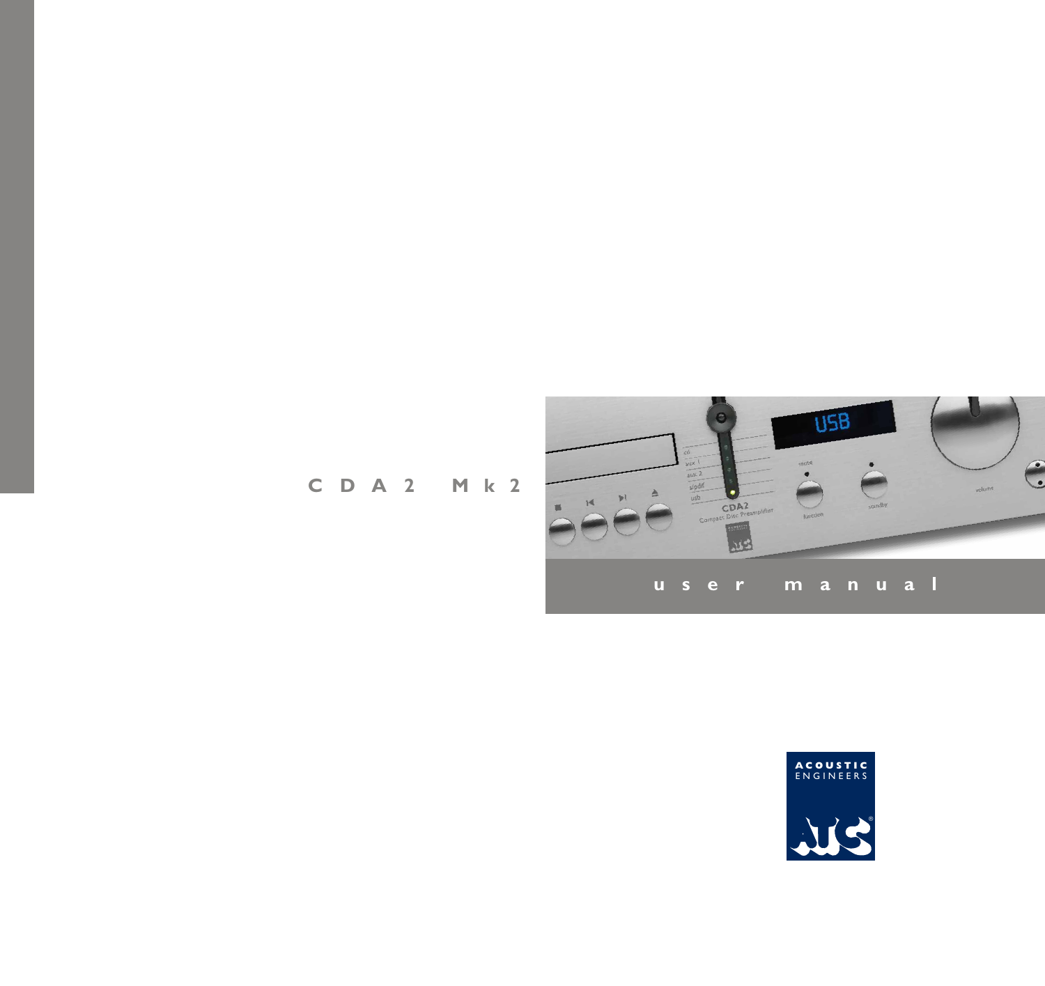# CDA2 Mk2

## user manual

ACOUSTIC ENGINEERS

ATC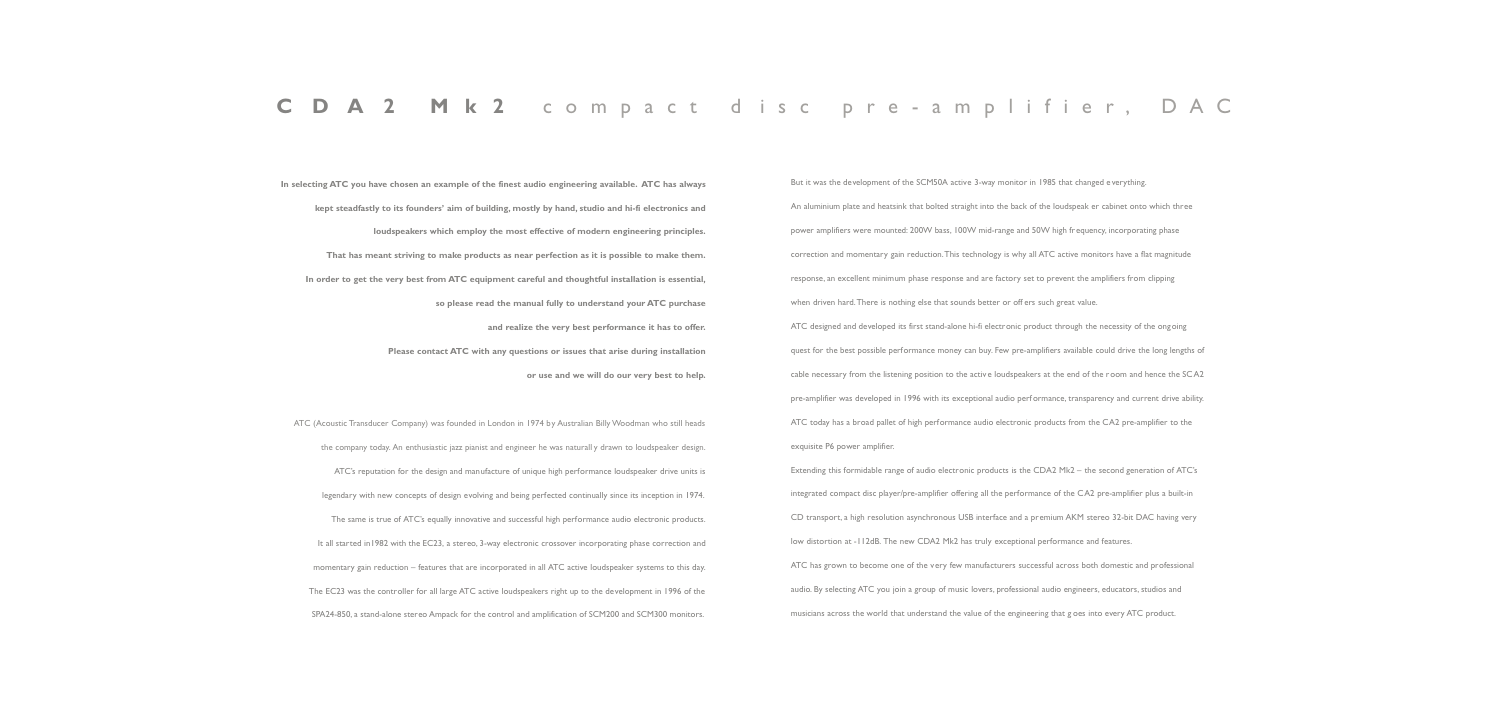# **CDA2 Mk2** compact disc pre-amplifier, DAC

**In selecting ATC you have chosen an example of the finest audio engineering available. ATC has always kept steadfastly to its founders' aim of building, mostly by hand, studio and hi-fi electronics and loudspeakers which employ the most effective of modern engineering principles. That has meant striving to make products as near perfection as it is possible to make them. In order to get the very best from ATC equipment careful and thoughtful installation is essential, so please read the manual fully to understand your ATC purchase and realize the very best performance it has to offer. Please contact ATC with any questions or issues that arise during installation or use and we will do our very best to help.**

ATC (Acoustic Transducer Company) was founded in London in 1974 by Australian Billy Woodman who still heads the company today. An enthusiastic jazz pianist and engineer he was naturally drawn to loudspeaker design. ATC's reputation for the design and manufacture of unique high performance loudspeaker drive units is legendary with new concepts of design evolving and being perfected continually since its inception in 1974. The same is true of ATC's equally innovative and successful high performance audio electronic products. It all started in1982 with the EC23, a stereo, 3-way electronic crossover incorporating phase correction and momentary gain reduction – features that are incorporated in all ATC active loudspeaker systems to this day. The EC23 was the controller for all large ATC active loudspeakers right up to the development in 1996 of the SPA24-850, a stand-alone stereo Ampack for the control and amplification of SCM200 and SCM300 monitors.

But it was the development of the SCM50A active 3-way monitor in 1985 that changed everything. An aluminium plate and heatsink that bolted straight into the back of the loudspeaker cabinet onto which three power amplifiers were mounted: 200W bass, 100W mid-range and 50W high frequency, incorporating phase correction and momentary gain reduction. This technology is why all ATC active monitors have a flat magnitude response, an excellent minimum phase response and are factory set to prevent the amplifiers from clipping when driven hard. There is nothing else that sounds better or offers such great value.

ATC designed and developed its first stand-alone hi-fi electronic product through the necessity of the ongoing quest for the best possible performance money can buy. Few pre-amplifiers available could drive the long lengths of cable necessary from the listening position to the active loudspeakers at the end of the room and hence the SCA2 pre-amplifier was developed in 1996 with its exceptional audio performance, transparency and current drive ability. ATC today has a broad pallet of high performance audio electronic products from the CA2 pre-amplifier to the exquisite P6 power amplifier.

Extending this formidable range of audio electronic products is the CDA2 Mk2 – the second generation of ATC's integrated compact disc player/pre-amplifier offering all the performance of the CA2 pre-amplifier plus a built-in CD transport, a high resolution asynchronous USB interface and a premium AKM stereo 32-bit DAC having very low distortion at -112dB. The new CDA2 Mk2 has truly exceptional performance and features.

ATC has grown to become one of the very few manufacturers successful across both domestic and professional audio. By selecting ATC you join a group of music lovers, professional audio engineers, educators, studios and musicians across the world that understand the value of the engineering that goes into every ATC product.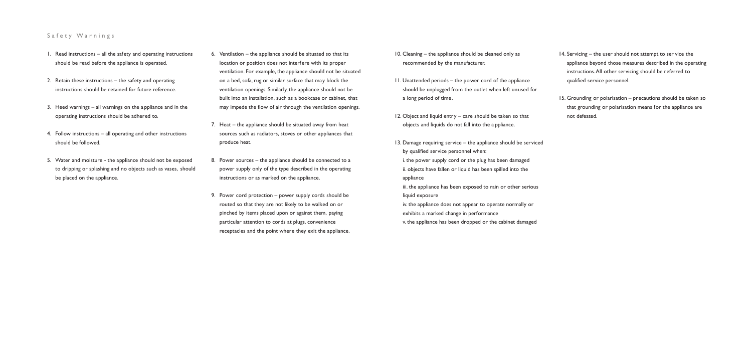## Safety Warnings

1. Read instructions – all the safety and operating instructions should be read before the appliance is operated.
2. Retain these instructions – the safety and operating instructions should be retained for future reference.
3. Heed warnings – all warnings on the appliance and in the operating instructions should be adhered to.
4. Follow instructions – all operating and other instructions should be followed.
5. Water and moisture - the appliance should not be exposed to dripping or splashing and no objects such as vases, should be placed on the appliance.
6. Ventilation – the appliance should be situated so that its location or position does not interfere with its proper ventilation. For example, the appliance should not be situated on a bed, sofa, rug or similar surface that may block the ventilation openings. Similarly, the appliance should not be built into an installation, such as a bookcase or cabinet, that may impede the flow of air through the ventilation openings.
7. Heat – the appliance should be situated away from heat sources such as radiators, stoves or other appliances that produce heat.
8. Power sources – the appliance should be connected to a power supply only of the type described in the operating instructions or as marked on the appliance.
9. Power cord protection – power supply cords should be routed so that they are not likely to be walked on or pinched by items placed upon or against them, paying particular attention to cords at plugs, convenience receptacles and the point where they exit the appliance.
10. Cleaning – the appliance should be cleaned only as recommended by the manufacturer.
11. Unattended periods – the power cord of the appliance should be unplugged from the outlet when left unused for a long period of time.
12. Object and liquid entry – care should be taken so that objects and liquids do not fall into the appliance.
13. Damage requiring service – the appliance should be serviced by qualified service personnel when:
    i. the power supply cord or the plug has been damaged
    ii. objects have fallen or liquid has been spilled into the appliance
    iii. the appliance has been exposed to rain or other serious liquid exposure
    iv. the appliance does not appear to operate normally or exhibits a marked change in performance
    v. the appliance has been dropped or the cabinet damaged
14. Servicing – the user should not attempt to service the appliance beyond those measures described in the operating instructions. All other servicing should be referred to qualified service personnel.
15. Grounding or polarisation – precautions should be taken so that grounding or polarisation means for the appliance are not defeated.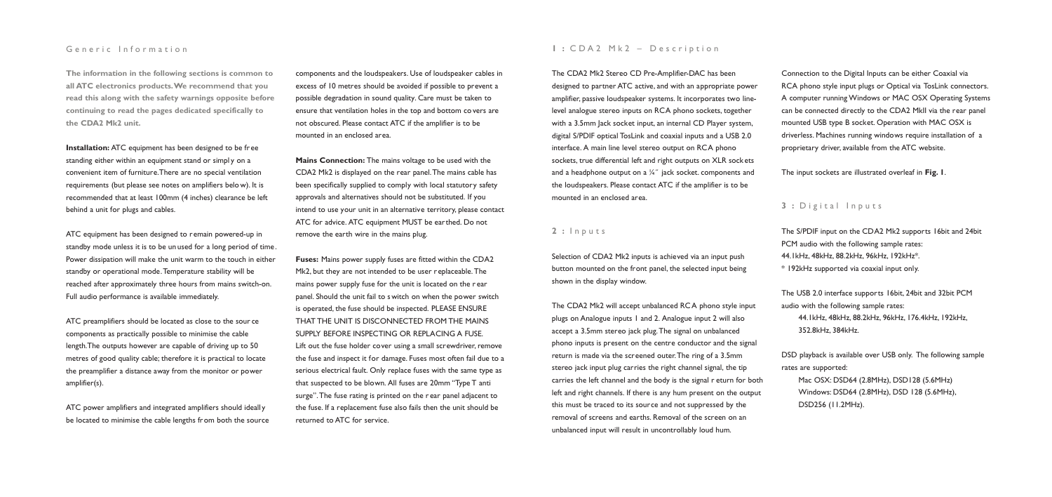## Generic Information

**The information in the following sections is common to all ATC electronics products. We recommend that you read this along with the safety warnings opposite before continuing to read the pages dedicated specifically to the CDA2 Mk2 unit.**

**Installation:** ATC equipment has been designed to be free standing either within an equipment stand or simply on a convenient item of furniture. There are no special ventilation requirements (but please see notes on amplifiers below). It is recommended that at least 100mm (4 inches) clearance be left behind a unit for plugs and cables.

ATC equipment has been designed to remain powered-up in standby mode unless it is to be unused for a long period of time. Power dissipation will make the unit warm to the touch in either standby or operational mode. Temperature stability will be reached after approximately three hours from mains switch-on. Full audio performance is available immediately.

ATC preamplifiers should be located as close to the source components as practically possible to minimise the cable length. The outputs however are capable of driving up to 50 metres of good quality cable; therefore it is practical to locate the preamplifier a distance away from the monitor or power amplifier(s).

ATC power amplifiers and integrated amplifiers should ideally be located to minimise the cable lengths from both the source components and the loudspeakers. Use of loudspeaker cables in excess of 10 metres should be avoided if possible to prevent a possible degradation in sound quality. Care must be taken to ensure that ventilation holes in the top and bottom covers are not obscured. Please contact ATC if the amplifier is to be mounted in an enclosed area.

**Mains Connection:** The mains voltage to be used with the CDA2 Mk2 is displayed on the rear panel. The mains cable has been specifically supplied to comply with local statutory safety approvals and alternatives should not be substituted. If you intend to use your unit in an alternative territory, please contact ATC for advice. ATC equipment MUST be earthed. Do not remove the earth wire in the mains plug.

**Fuses:** Mains power supply fuses are fitted within the CDA2 Mk2, but they are not intended to be user replaceable. The mains power supply fuse for the unit is located on the rear panel. Should the unit fail to switch on when the power switch is operated, the fuse should be inspected. PLEASE ENSURE THAT THE UNIT IS DISCONNECTED FROM THE MAINS SUPPLY BEFORE INSPECTING OR REPLACING A FUSE. Lift out the fuse holder cover using a small screwdriver, remove the fuse and inspect it for damage. Fuses most often fail due to a serious electrical fault. Only replace fuses with the same type as that suspected to be blown. All fuses are 20mm "Type T anti surge". The fuse rating is printed on the rear panel adjacent to the fuse. If a replacement fuse also fails then the unit should be returned to ATC for service.

## 1 : CDA2 Mk2 – Description

The CDA2 Mk2 Stereo CD Pre-Amplifier-DAC has been designed to partner ATC active, and with an appropriate power amplifier, passive loudspeaker systems. It incorporates two line-level analogue stereo inputs on RCA phono sockets, together with a 3.5mm Jack socket input, an internal CD Player system, digital S/PDIF optical TosLink and coaxial inputs and a USB 2.0 interface. A main line level stereo output on RCA phono sockets, true differential left and right outputs on XLR sockets and a headphone output on a ¼" jack socket. components and the loudspeakers. Please contact ATC if the amplifier is to be mounted in an enclosed area.

## 2 : Inputs

Selection of CDA2 Mk2 inputs is achieved via an input push button mounted on the front panel, the selected input being shown in the display window.

The CDA2 Mk2 will accept unbalanced RCA phono style input plugs on Analogue inputs 1 and 2. Analogue input 2 will also accept a 3.5mm stereo jack plug. The signal on unbalanced phono inputs is present on the centre conductor and the signal return is made via the screened outer. The ring of a 3.5mm stereo jack input plug carries the left channel and the body is the signal return for both left and right channels. If there is any hum present on the output this must be traced to its source and not suppressed by the removal of screens and earths. Removal of the screen on an unbalanced input will result in uncontrollably loud hum.

Connection to the Digital Inputs can be either Coaxial via RCA phono style input plugs or Optical via TosLink connectors. A computer running Windows or MAC OSX Operating Systems can be connected directly to the CDA2 MkII via the rear panel mounted USB type B socket. Operation with MAC OSX is driverless. Machines running windows require installation of a proprietary driver, available from the ATC website.

The input sockets are illustrated overleaf in **Fig. 1**.

## 3 : Digital Inputs

The S/PDIF input on the CDA2 Mk2 supports 16bit and 24bit PCM audio with the following sample rates:
44.1kHz, 48kHz, 88.2kHz, 96kHz, 192kHz*.
* 192kHz supported via coaxial input only.

The USB 2.0 interface supports 16bit, 24bit and 32bit PCM audio with the following sample rates:
44.1kHz, 48kHz, 88.2kHz, 96kHz, 176.4kHz, 192kHz, 352.8kHz, 384kHz.

DSD playback is available over USB only. The following sample rates are supported:
Mac OSX: DSD64 (2.8MHz), DSD128 (5.6MHz)
Windows: DSD64 (2.8MHz), DSD 128 (5.6MHz), DSD256 (11.2MHz).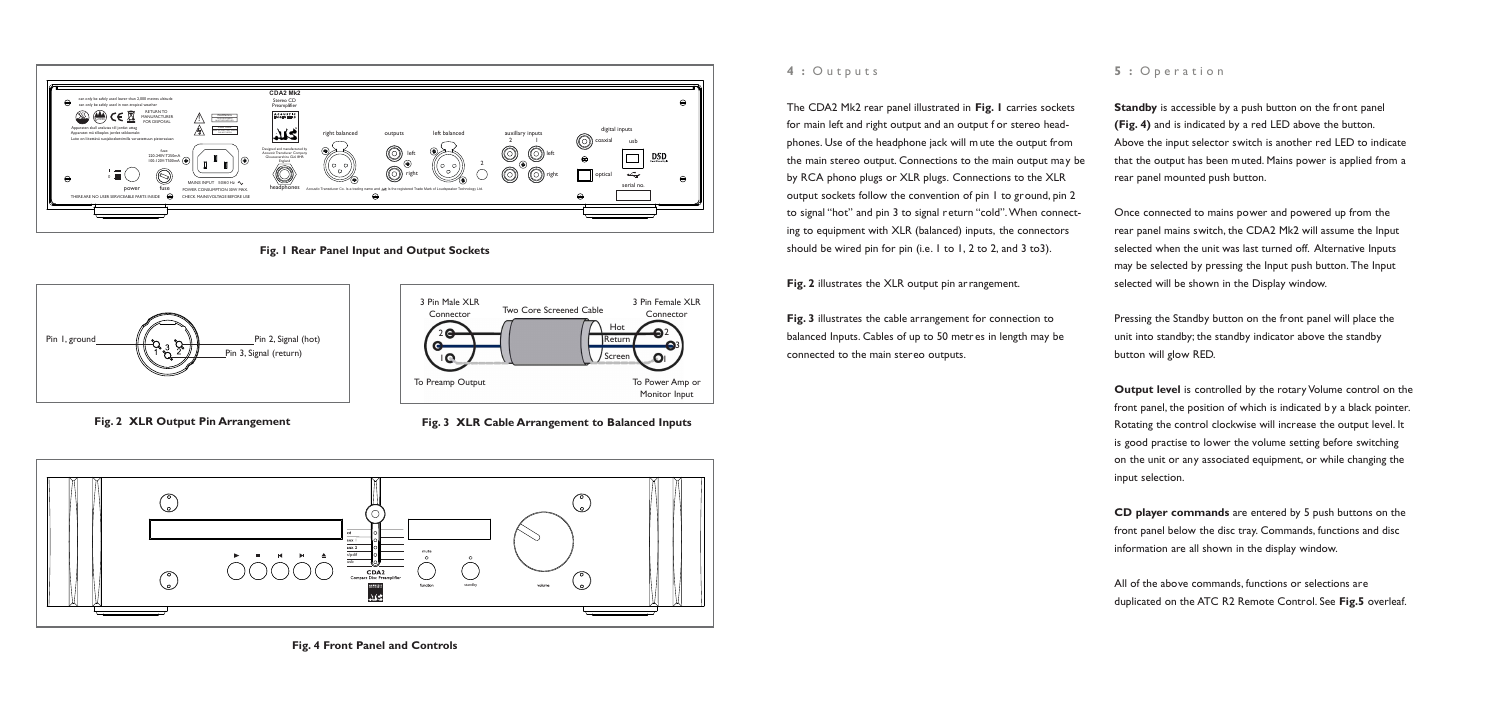Fig. 1 Rear Panel Input and Output Sockets

Pin 1, ground

Pin 2, Signal (hot)

Pin 3, Signal (return)

Fig. 2 XLR Output Pin Arrangement

3 Pin Male XLR Connector

Two Core Screened Cable

3 Pin Female XLR Connector

Hot

Return

Screen

To Preamp Output

To Power Amp or Monitor Input

Fig. 3 XLR Cable Arrangement to Balanced Inputs

Fig. 4 Front Panel and Controls

## 4 : Outputs

The CDA2 Mk2 rear panel illustrated in **Fig. 1** carries sockets for main left and right output and an output for stereo headphones. Use of the headphone jack will mute the output from the main stereo output. Connections to the main output may be by RCA phono plugs or XLR plugs. Connections to the XLR output sockets follow the convention of pin 1 to ground, pin 2 to signal "hot" and pin 3 to signal return "cold". When connecting to equipment with XLR (balanced) inputs, the connectors should be wired pin for pin (i.e. 1 to 1, 2 to 2, and 3 to3).

**Fig. 2** illustrates the XLR output pin arrangement.

**Fig. 3** illustrates the cable arrangement for connection to balanced Inputs. Cables of up to 50 metres in length may be connected to the main stereo outputs.

## 5 : Operation

**Standby** is accessible by a push button on the front panel **(Fig. 4)** and is indicated by a red LED above the button. Above the input selector switch is another red LED to indicate that the output has been muted. Mains power is applied from a rear panel mounted push button.

Once connected to mains power and powered up from the rear panel mains switch, the CDA2 Mk2 will assume the Input selected when the unit was last turned off. Alternative Inputs may be selected by pressing the Input push button. The Input selected will be shown in the Display window.

Pressing the Standby button on the front panel will place the unit into standby; the standby indicator above the standby button will glow RED.

**Output level** is controlled by the rotary Volume control on the front panel, the position of which is indicated by a black pointer. Rotating the control clockwise will increase the output level. It is good practise to lower the volume setting before switching on the unit or any associated equipment, or while changing the input selection.

**CD player commands** are entered by 5 push buttons on the front panel below the disc tray. Commands, functions and disc information are all shown in the display window.

All of the above commands, functions or selections are duplicated on the ATC R2 Remote Control. See **Fig.5** overleaf.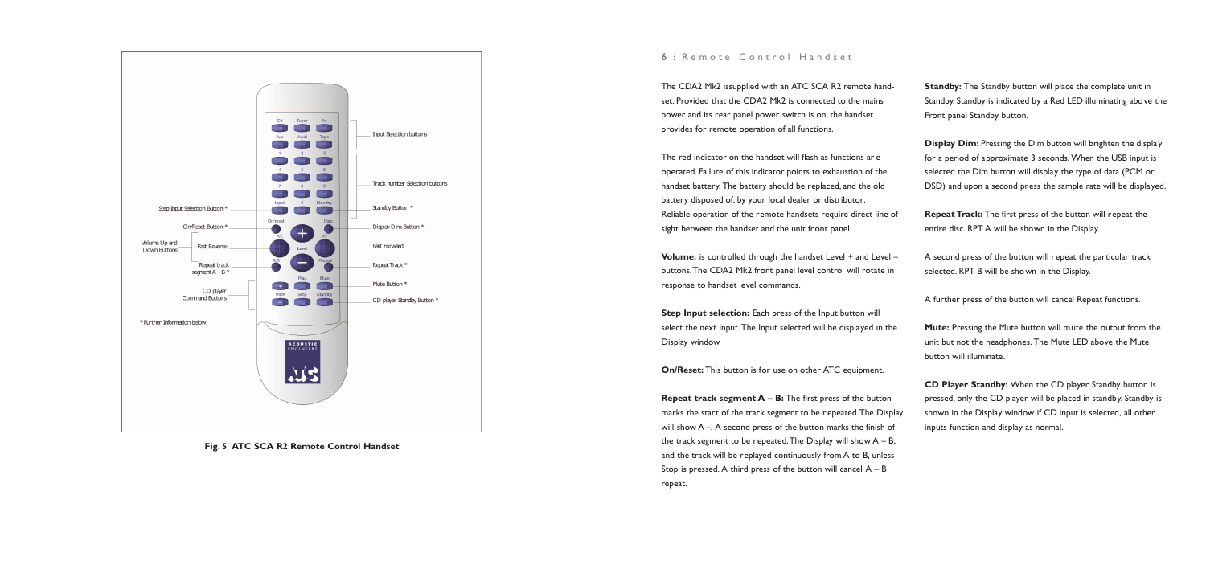Input Selection buttons

Track number Selection buttons

Step Input Selection Button *

Standby Button *

On/Reset Button *

Display Dim. Button *

Volume Up and Down Buttons

Fast Reverse

Fast Forward

Repeat track segment A - B *

Repeat Track *

CD player Command Buttons

Mute Button *

CD player Standby Button *

* Further Information below

**Fig. 5 ATC SCA R2 Remote Control Handset**

## 6 : Remote Control Handset

The CDA2 Mk2 issupplied with an ATC SCA R2 remote handset. Provided that the CDA2 Mk2 is connected to the mains power and its rear panel power switch is on, the handset provides for remote operation of all functions.

The red indicator on the handset will flash as functions ar e operated. Failure of this indicator points to exhaustion of the handset battery. The battery should be replaced, and the old battery disposed of, by your local dealer or distributor. Reliable operation of the remote handsets require direct line of sight between the handset and the unit front panel.

**Volume:** is controlled through the handset Level + and Level – buttons. The CDA2 Mk2 front panel level control will rotate in response to handset level commands.

**Step Input selection:** Each press of the Input button will select the next Input. The Input selected will be displayed in the Display window

**On/Reset:** This button is for use on other ATC equipment.

**Repeat track segment A – B:** The first press of the button marks the start of the track segment to be r epeated. The Display will show A –. A second press of the button marks the finish of the track segment to be repeated. The Display will show A – B, and the track will be replayed continuously from A to B, unless Stop is pressed. A third press of the button will cancel A – B repeat.

**Standby:** The Standby button will place the complete unit in Standby. Standby is indicated by a Red LED illuminating above the Front panel Standby button.

**Display Dim:** Pressing the Dim button will brighten the display for a period of approximate 3 seconds. When the USB input is selected the Dim button will display the type of data (PCM or DSD) and upon a second press the sample rate will be displayed.

**Repeat Track:** The first press of the button will r epeat the entire disc. RPT A will be shown in the Display.

A second press of the button will repeat the particular track selected. RPT B will be shown in the Display.

A further press of the button will cancel Repeat functions.

**Mute:** Pressing the Mute button will mute the output from the unit but not the headphones. The Mute LED above the Mute button will illuminate.

**CD Player Standby:** When the CD player Standby button is pressed, only the CD player will be placed in standby. Standby is shown in the Display window if CD input is selected, all other inputs function and display as normal.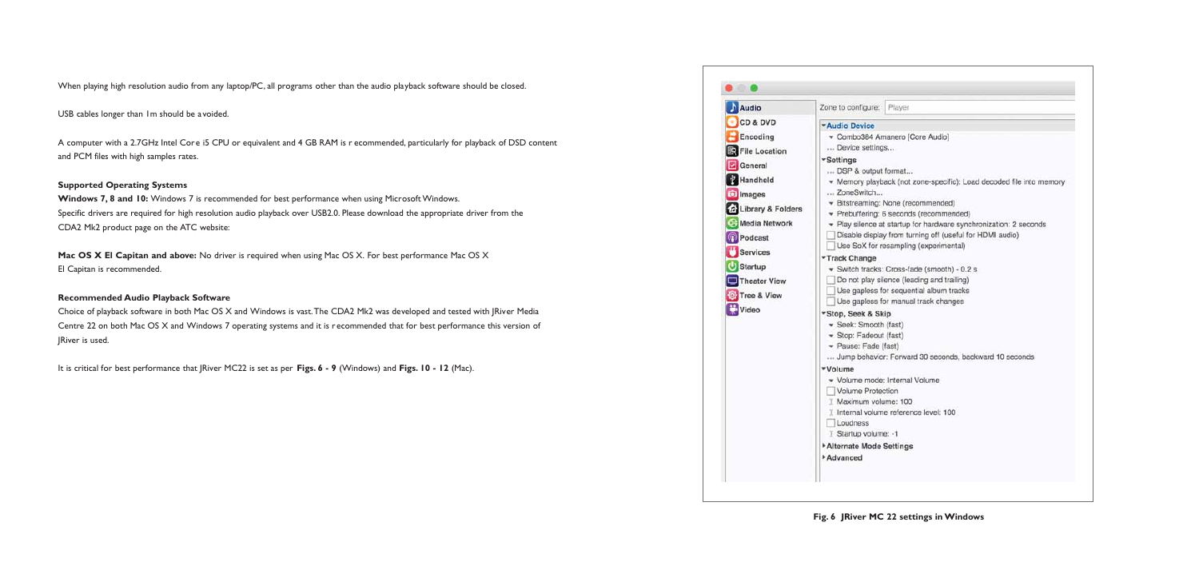When playing high resolution audio from any laptop/PC, all programs other than the audio playback software should be closed.

USB cables longer than 1m should be avoided.

A computer with a 2.7GHz Intel Core i5 CPU or equivalent and 4 GB RAM is recommended, particularly for playback of DSD content and PCM files with high samples rates.

### Supported Operating Systems

**Windows 7, 8 and 10:** Windows 7 is recommended for best performance when using Microsoft Windows. Specific drivers are required for high resolution audio playback over USB2.0. Please download the appropriate driver from the CDA2 Mk2 product page on the ATC website:

**Mac OS X El Capitan and above:** No driver is required when using Mac OS X. For best performance Mac OS X El Capitan is recommended.

### Recommended Audio Playback Software

Choice of playback software in both Mac OS X and Windows is vast. The CDA2 Mk2 was developed and tested with JRiver Media Centre 22 on both Mac OS X and Windows 7 operating systems and it is recommended that for best performance this version of JRiver is used.

It is critical for best performance that JRiver MC22 is set as per **Figs. 6 - 9** (Windows) and **Figs. 10 - 12** (Mac).

Audio
CD & DVD
Encoding
File Location
General
Handheld
Images
Library & Folders
Media Network
Podcast
Services
Startup
Theater View
Tree & View
Video

Zone to configure: Player

Audio Device
Combo384 Amanero [Core Audio]
Device settings...

Settings
DSP & output format...
Memory playback (not zone-specific): Load decoded file into memory
ZoneSwitch...
Bitstreaming: None (recommended)
Prebuffering: 6 seconds (recommended)
Play silence at startup for hardware synchronization: 2 seconds
Disable display from turning off (useful for HDMI audio)
Use SoX for resampling (experimental)

Track Change
Switch tracks: Cross-fade (smooth) - 0.2 s
Do not play silence (leading and trailing)
Use gapless for sequential album tracks
Use gapless for manual track changes

Stop, Seek & Skip
Seek: Smooth (fast)
Stop: Fadeout (fast)
Pause: Fade (fast)
Jump behavior: Forward 30 seconds, backward 10 seconds

Volume
Volume mode: Internal Volume
Volume Protection
Maximum volume: 100
Internal volume reference level: 100
Loudness
Startup volume: -1

Alternate Mode Settings
Advanced

**Fig. 6 JRiver MC 22 settings in Windows**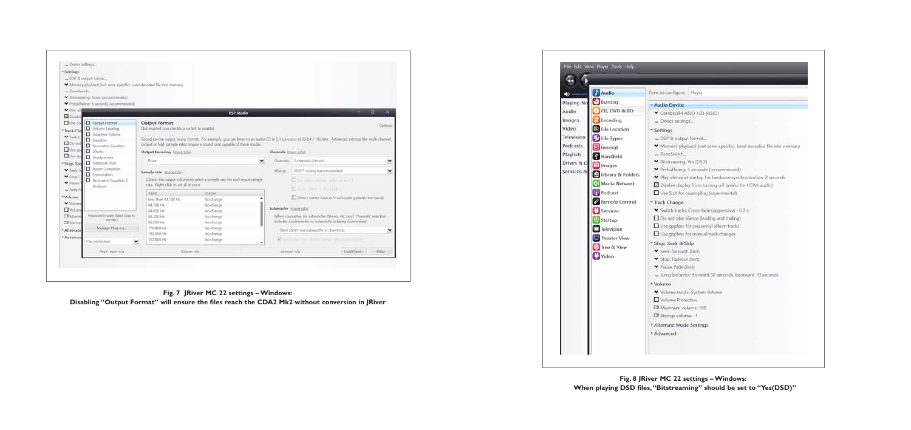**Fig. 7 JRiver MC 22 settings – Windows:**
**Disabling "Output Format" will ensure the files reach the CDA2 Mk2 without conversion in JRiver**

**Fig. 8 JRiver MC 22 settings – Windows:**
**When playing DSD files, "Bitstreaming" should be set to "Yes(DSD)"**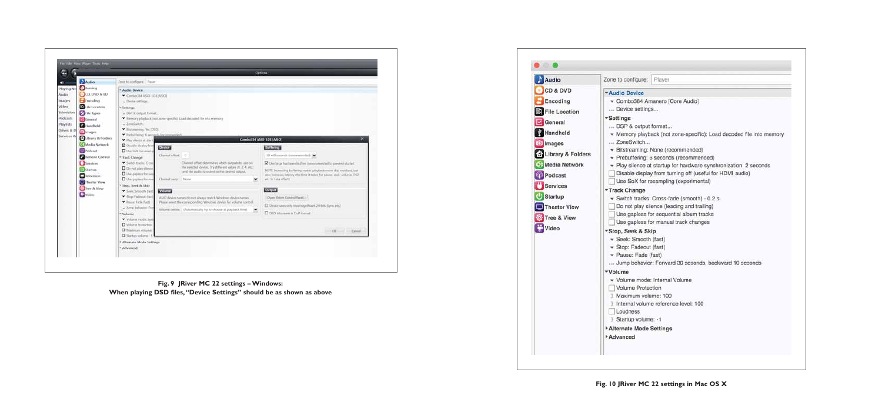**Fig. 9 JRiver MC 22 settings – Windows:**
**When playing DSD files, "Device Settings" should be as shown as above**

**Fig. 10 JRiver MC 22 settings in Mac OS X**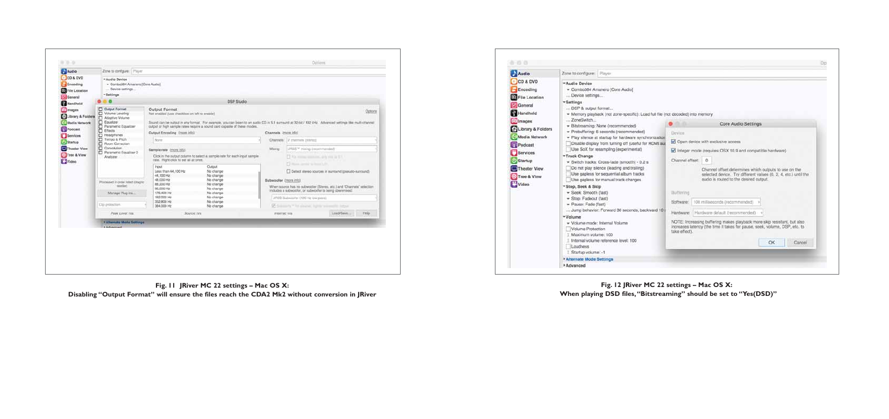**Fig. 11 JRiver MC 22 settings – Mac OS X:**
**Disabling "Output Format" will ensure the files reach the CDA2 Mk2 without conversion in JRiver**

**Fig. 12 JRiver MC 22 settings – Mac OS X:**
**When playing DSD files, "Bitstreaming" should be set to "Yes(DSD)"**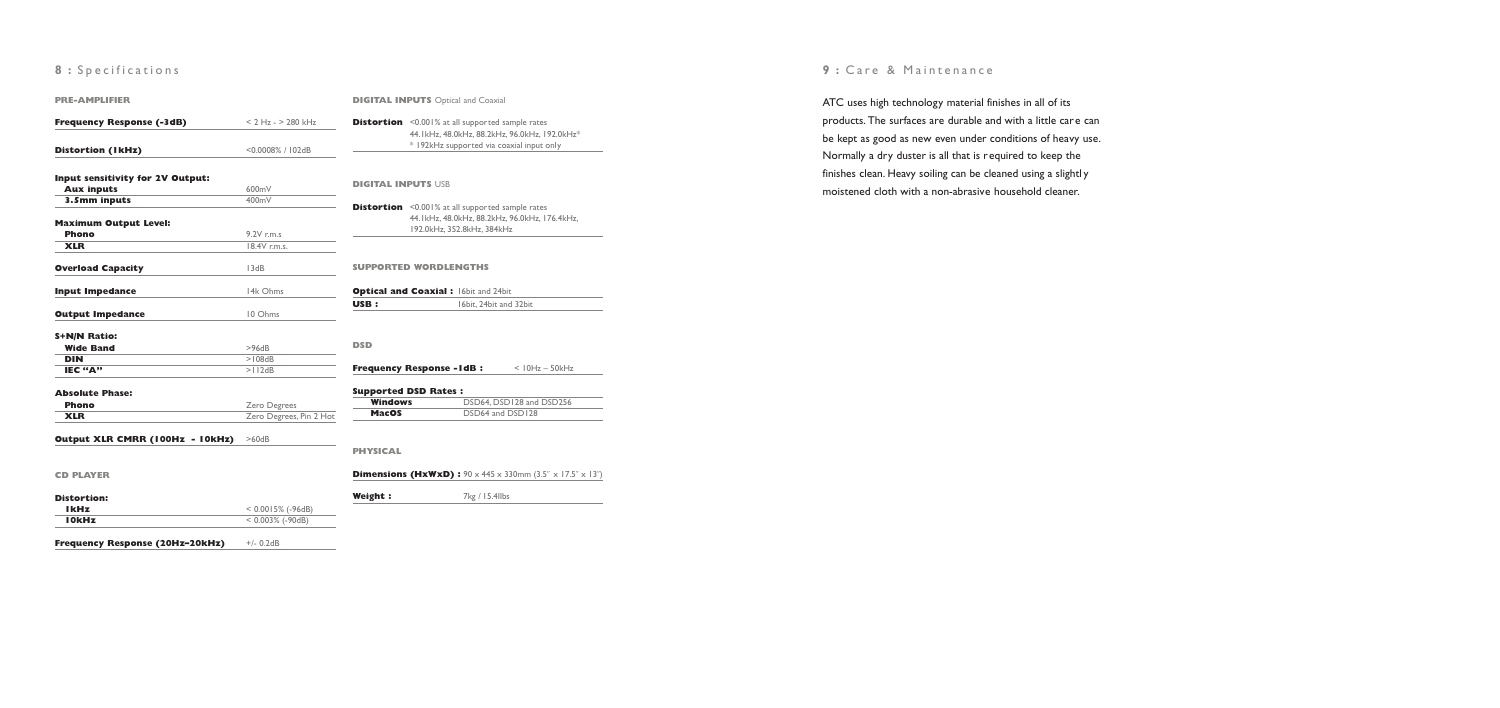## 8 : Specifications

### PRE-AMPLIFIER

| | |
|---|---|
| **Frequency Response (-3dB)** | < 2 Hz - > 280 kHz |
| **Distortion (1kHz)** | <0.0008% / 102dB |
| **Input sensitivity for 2V Output:** | |
| **Aux inputs** | 600mV |
| **3.5mm inputs** | 400mV |
| **Maximum Output Level:** | |
| **Phono** | 9.2V r.m.s |
| **XLR** | 18.4V r.m.s. |
| **Overload Capacity** | 13dB |
| **Input Impedance** | 14k Ohms |
| **Output Impedance** | 10 Ohms |
| **S+N/N Ratio:** | |
| **Wide Band** | >96dB |
| **DIN** | >108dB |
| **IEC "A"** | >112dB |
| **Absolute Phase:** | |
| **Phono** | Zero Degrees |
| **XLR** | Zero Degrees, Pin 2 Hot |
| **Output XLR CMRR (100Hz - 10kHz)** | >60dB |

### CD PLAYER

| | |
|---|---|
| **Distortion:** | |
| **1kHz** | < 0.0015% (-96dB) |
| **10kHz** | < 0.003% (-90dB) |
| **Frequency Response (20Hz-20kHz)** | +/- 0.2dB |

### DIGITAL INPUTS Optical and Coaxial

| | |
|---|---|
| **Distortion** | <0.001% at all supported sample rates 44.1kHz, 48.0kHz, 88.2kHz, 96.0kHz, 192.0kHz* <br> * 192kHz supported via coaxial input only |

### DIGITAL INPUTS USB

| | |
|---|---|
| **Distortion** | <0.001% at all supported sample rates 44.1kHz, 48.0kHz, 88.2kHz, 96.0kHz, 176.4kHz, 192.0kHz, 352.8kHz, 384kHz |

### SUPPORTED WORDLENGTHS

| | |
|---|---|
| **Optical and Coaxial :** | 16bit and 24bit |
| **USB :** | 16bit, 24bit and 32bit |

### DSD

| | |
|---|---|
| **Frequency Response -1dB :** | < 10Hz – 50kHz |
| **Supported DSD Rates :** | |
| **Windows** | DSD64, DSD128 and DSD256 |
| **MacOS** | DSD64 and DSD128 |

### PHYSICAL

| | |
|---|---|
| **Dimensions (HxWxD) :** | 90 x 445 x 330mm (3.5" x 17.5" x 13") |
| **Weight :** | 7kg / 15.4llbs |

## 9 : Care & Maintenance

ATC uses high technology material finishes in all of its products. The surfaces are durable and with a little care can be kept as good as new even under conditions of heavy use. Normally a dry duster is all that is required to keep the finishes clean. Heavy soiling can be cleaned using a slightly moistened cloth with a non-abrasive household cleaner.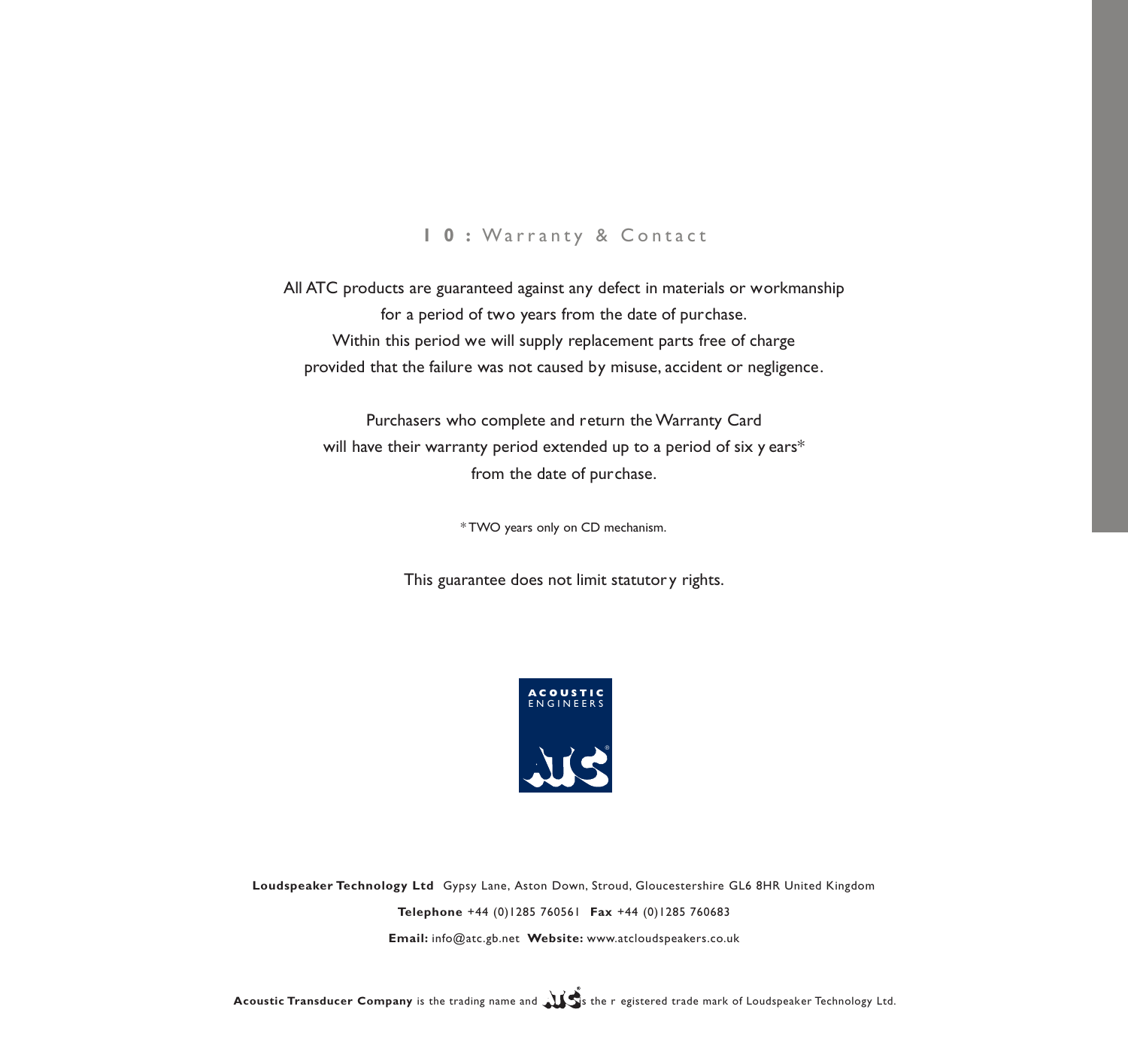## 10 : Warranty & Contact

All ATC products are guaranteed against any defect in materials or workmanship for a period of two years from the date of purchase.
Within this period we will supply replacement parts free of charge provided that the failure was not caused by misuse, accident or negligence.

Purchasers who complete and return the Warranty Card will have their warranty period extended up to a period of six years*
from the date of purchase.

*TWO years only on CD mechanism.

This guarantee does not limit statutory rights.

ACOUSTIC ENGINEERS

**Loudspeaker Technology Ltd** Gypsy Lane, Aston Down, Stroud, Gloucestershire GL6 8HR United Kingdom

**Telephone** +44 (0)1285 760561 **Fax** +44 (0)1285 760683

**Email:** info@atc.gb.net **Website:** www.atcloudspeakers.co.uk

**Acoustic Transducer Company** is the trading name and ATC is the registered trade mark of Loudspeaker Technology Ltd.